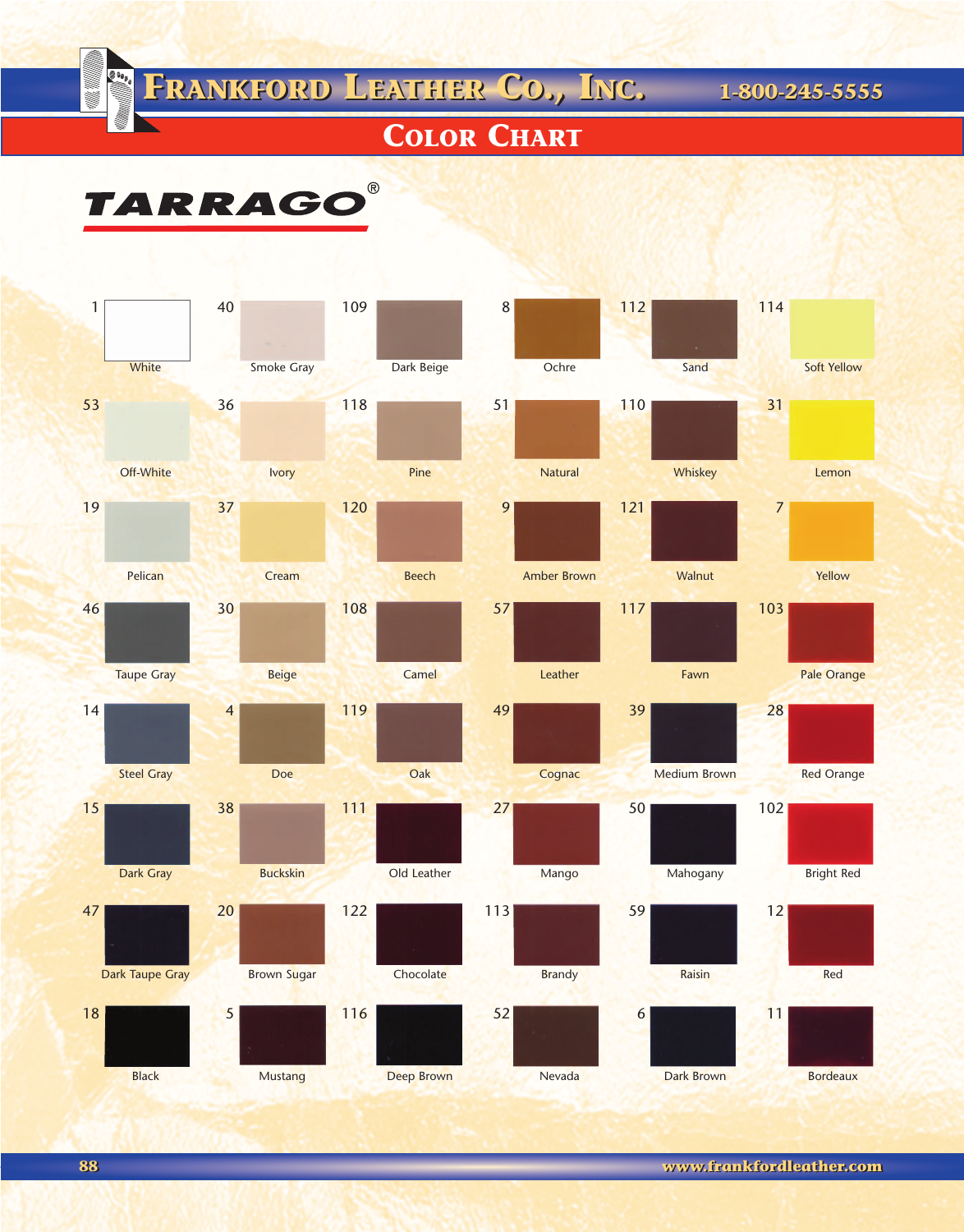# Frankford Leather Co., Inc.

1-800-245-5555

## Color Chart

### TARRAGO®

| # | Color | # | Color | # | Color | # | Color | # | Color | # | Color |
|---|---|---|---|---|---|---|---|---|---|---|---|
| 1 | White | 40 | Smoke Gray | 109 | Dark Beige | 8 | Ochre | 112 | Sand | 114 | Soft Yellow |
| 53 | Off-White | 36 | Ivory | 118 | Pine | 51 | Natural | 110 | Whiskey | 31 | Lemon |
| 19 | Pelican | 37 | Cream | 120 | Beech | 9 | Amber Brown | 121 | Walnut | 7 | Yellow |
| 46 | Taupe Gray | 30 | Beige | 108 | Camel | 57 | Leather | 117 | Fawn | 103 | Pale Orange |
| 14 | Steel Gray | 4 | Doe | 119 | Oak | 49 | Cognac | 39 | Medium Brown | 28 | Red Orange |
| 15 | Dark Gray | 38 | Buckskin | 111 | Old Leather | 27 | Mango | 50 | Mahogany | 102 | Bright Red |
| 47 | Dark Taupe Gray | 20 | Brown Sugar | 122 | Chocolate | 113 | Brandy | 59 | Raisin | 12 | Red |
| 18 | Black | 5 | Mustang | 116 | Deep Brown | 52 | Nevada | 6 | Dark Brown | 11 | Bordeaux |

www.frankfordleather.com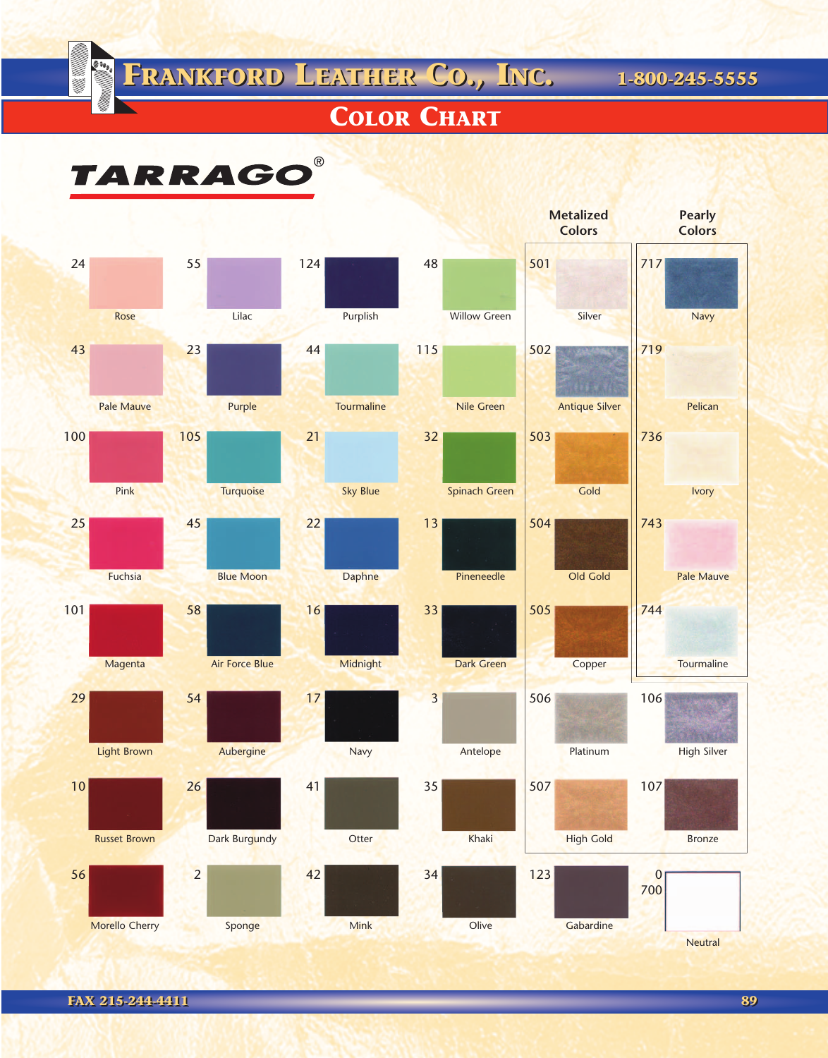# FRANKFORD LEATHER CO., INC.

1-800-245-5555

## COLOR CHART

### TARRAGO®

| | | | | Metalized Colors | Pearly Colors |
|---|---|---|---|---|---|
| 24 Rose | 55 Lilac | 124 Purplish | 48 Willow Green | 501 Silver | 717 Navy |
| 43 Pale Mauve | 23 Purple | 44 Tourmaline | 115 Nile Green | 502 Antique Silver | 719 Pelican |
| 100 Pink | 105 Turquoise | 21 Sky Blue | 32 Spinach Green | 503 Gold | 736 Ivory |
| 25 Fuchsia | 45 Blue Moon | 22 Daphne | 13 Pineneedle | 504 Old Gold | 743 Pale Mauve |
| 101 Magenta | 58 Air Force Blue | 16 Midnight | 33 Dark Green | 505 Copper | 744 Tourmaline |
| 29 Light Brown | 54 Aubergine | 17 Navy | 3 Antelope | 506 Platinum | 106 High Silver |
| 10 Russet Brown | 26 Dark Burgundy | 41 Otter | 35 Khaki | 507 High Gold | 107 Bronze |
| 56 Morello Cherry | 2 Sponge | 42 Mink | 34 Olive | 123 Gabardine | 0 700 Neutral |

FAX 215-244-4411